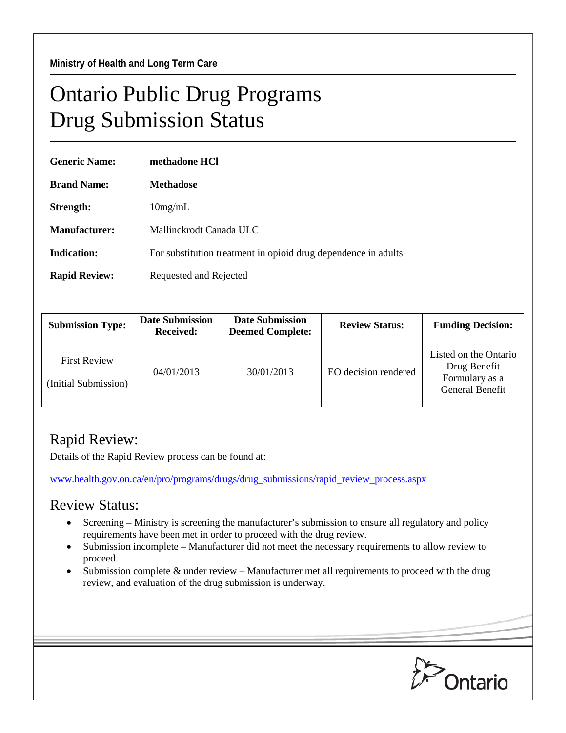Ministry of Health and Long Term Care

# Ontario Public Drug Programs
# Drug Submission Status

**Generic Name:** **methadone HCl**

**Brand Name:** **Methadose**

**Strength:** 10mg/mL

**Manufacturer:** Mallinckrodt Canada ULC

**Indication:** For substitution treatment in opioid drug dependence in adults

**Rapid Review:** Requested and Rejected

| Submission Type: | Date Submission Received: | Date Submission Deemed Complete: | Review Status: | Funding Decision: |
|---|---|---|---|---|
| First Review (Initial Submission) | 04/01/2013 | 30/01/2013 | EO decision rendered | Listed on the Ontario Drug Benefit Formulary as a General Benefit |

## Rapid Review:

Details of the Rapid Review process can be found at:

www.health.gov.on.ca/en/pro/programs/drugs/drug_submissions/rapid_review_process.aspx

## Review Status:

- Screening – Ministry is screening the manufacturer's submission to ensure all regulatory and policy requirements have been met in order to proceed with the drug review.
- Submission incomplete – Manufacturer did not meet the necessary requirements to allow review to proceed.
- Submission complete & under review – Manufacturer met all requirements to proceed with the drug review, and evaluation of the drug submission is underway.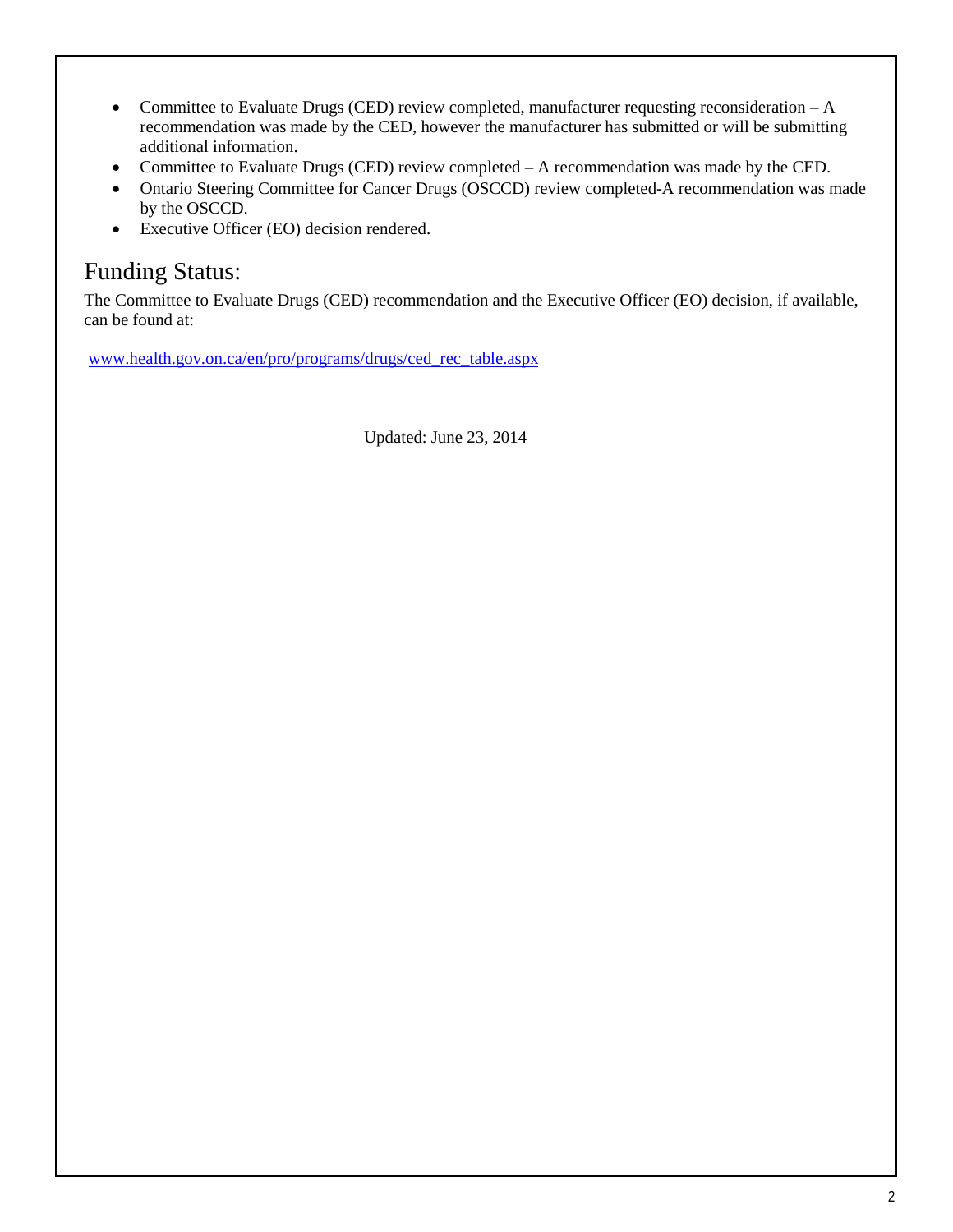- Committee to Evaluate Drugs (CED) review completed, manufacturer requesting reconsideration – A recommendation was made by the CED, however the manufacturer has submitted or will be submitting additional information.
- Committee to Evaluate Drugs (CED) review completed – A recommendation was made by the CED.
- Ontario Steering Committee for Cancer Drugs (OSCCD) review completed-A recommendation was made by the OSCCD.
- Executive Officer (EO) decision rendered.

## Funding Status:

The Committee to Evaluate Drugs (CED) recommendation and the Executive Officer (EO) decision, if available, can be found at:

[www.health.gov.on.ca/en/pro/programs/drugs/ced_rec_table.aspx](http://www.health.gov.on.ca/en/pro/programs/drugs/ced_rec_table.aspx)

Updated: June 23, 2014